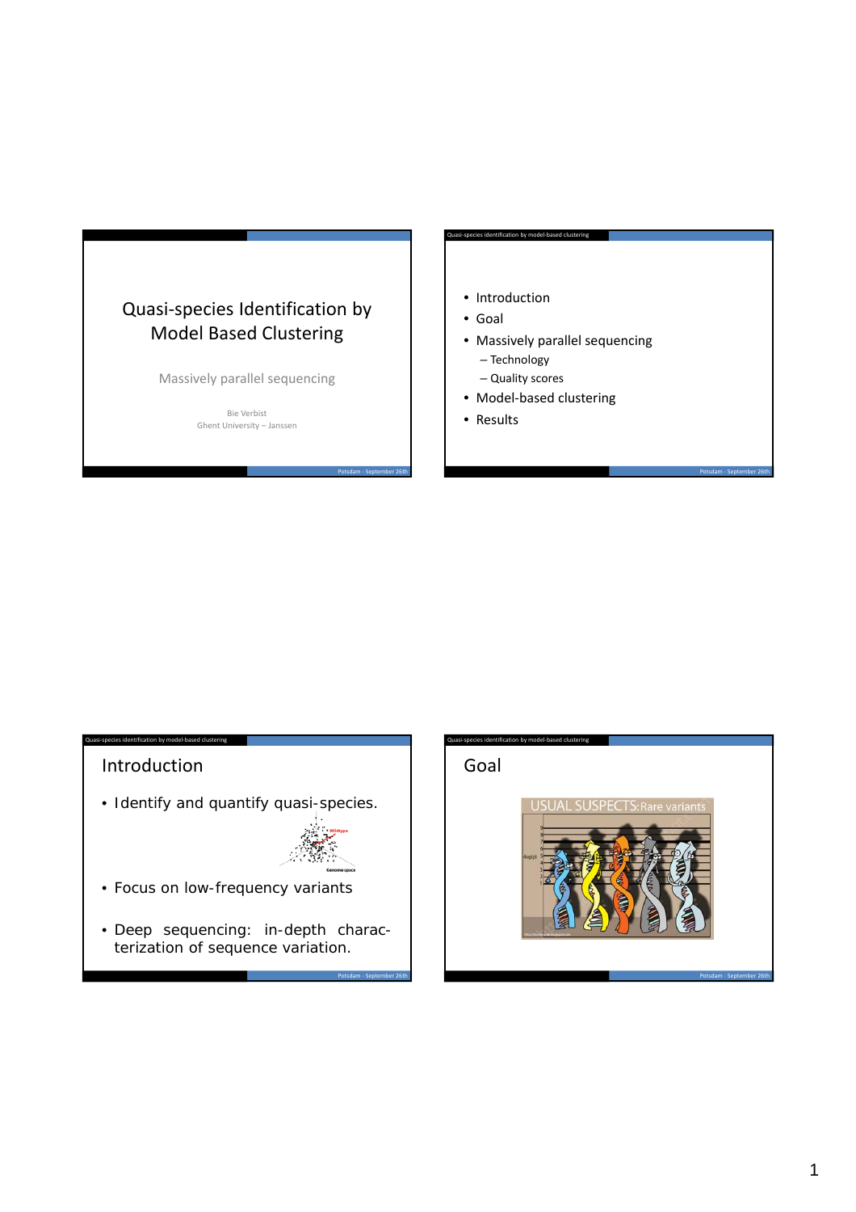# Quasi-species Identification by Model Based Clustering

Massively parallel sequencing

Bie Verbist
Ghent University – Janssen

---

- Introduction
- Goal
- Massively parallel sequencing
  - Technology
  - Quality scores
- Model-based clustering
- Results

---

## Introduction

- Identify and quantify quasi-species.
- Focus on low-frequency variants
- Deep sequencing: in-depth characterization of sequence variation.

---

## Goal

USUAL SUSPECTS: Rare variants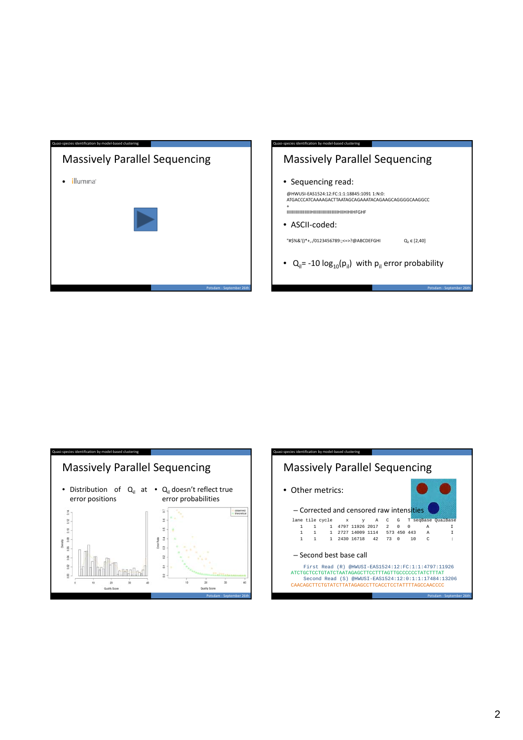## Massively Parallel Sequencing

- illumina

## Massively Parallel Sequencing

- Sequencing read:

```
@HWUSI-EAS1524:12:FC:1:1:18845:1091 1:N:0:
ATGACCCATCAAAAGACTTAATAGCAGAAATACAGAAGCAGGGGCAAGGCC
+
IIIIIIIIIIIIIIIIIIHIIIIIIIIIIIIIIIIIIIIIIHIIHIHIHFGHF
```

- ASCII-coded:

"#$%&'()*+,./0123456789:;<=>?@ABCDEFGHI  $Q_{il} \in [2,40]$

- $Q_{il} = -10 \log_{10}(p_{il})$ with $p_{il}$ error probability

## Massively Parallel Sequencing

- Distribution of $Q_{il}$ at error positions
- $Q_{il}$ doesn't reflect true error probabilities

## Massively Parallel Sequencing

- Other metrics:
  - Corrected and censored raw intensities

| lane | tile | cycle | x | y | A | C | G | T | seqBase | QualBase |
|---|---|---|---|---|---|---|---|---|---|---|
| 1 | 1 | 1 | 4797 | 11926 | 2017 | 2 | 0 | 0 | A | I |
| 1 | 1 | 1 | 2727 | 14009 | 1114 | 573 | 450 | 443 | A | I |
| 1 | 1 | 1 | 2430 | 16718 | 42 | 73 | 0 | 10 | C | : |

  - Second best base call

```
First Read (R) @HWUSI-EAS1524:12:FC:1:1:4797:11926
ATCTGCTCCTGTATCTAATAGAGCTTCCTTTAGTTGCCCCCCTATCTTTAT
Second Read (S) @HWUSI-EAS1524:12:0:1:1:17484:13206
CAACAGCTTCTGTATCTTATAGAGCCTTCACCTCCTATTTTAGCCAACCCC
```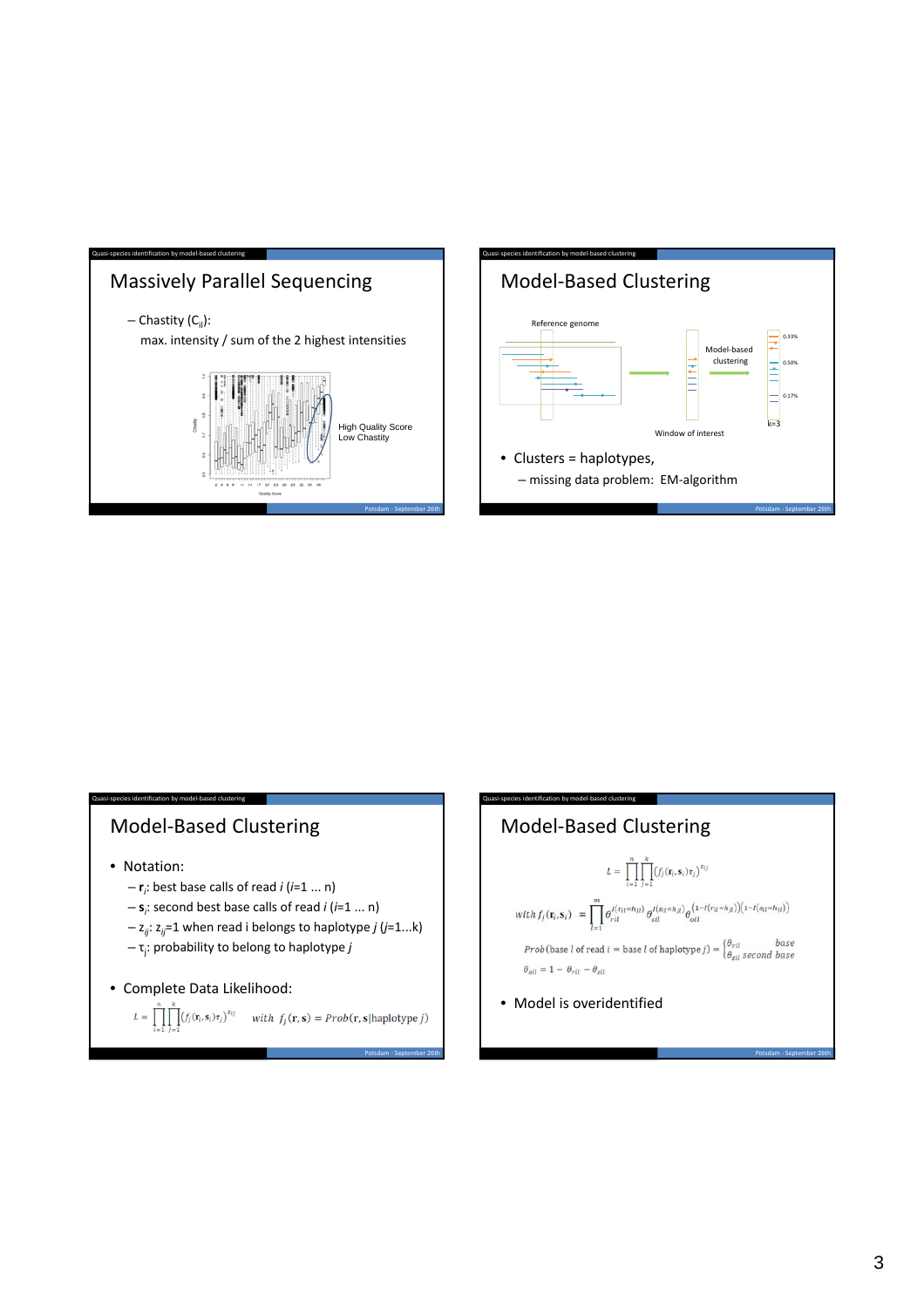## Massively Parallel Sequencing

- Chastity ($C_{ij}$):

  max. intensity / sum of the 2 highest intensities

High Quality Score
Low Chastity

## Model-Based Clustering

Reference genome

Model-based clustering

Window of interest

0.33%
0.50%
0.17%
k=3

- Clusters = haplotypes,
  - missing data problem: EM-algorithm

## Model-Based Clustering

- Notation:
  - $\mathbf{r}_i$: best base calls of read $i$ ($i$=1 ... n)
  - $\mathbf{s}_i$: second best base calls of read $i$ ($i$=1 ... n)
  - $z_{ij}$: $z_{ij}$=1 when read i belongs to haplotype $j$ ($j$=1...k)
  - $\tau_j$: probability to belong to haplotype $j$

- Complete Data Likelihood:

$$L = \prod_{i=1}^{n}\prod_{j=1}^{k}(f_j(\mathbf{r}_i,\mathbf{s}_i)\tau_j)^{z_{ij}} \quad with \;\; f_j(\mathbf{r},\mathbf{s}) = Prob(\mathbf{r},\mathbf{s}|\text{haplotype } j)$$

## Model-Based Clustering

$$L = \prod_{i=1}^{n}\prod_{j=1}^{k}(f_j(\mathbf{r}_i,\mathbf{s}_i)\tau_j)^{z_{ij}}$$

$$with\; f_j(\mathbf{r}_i,\mathbf{s}_i) = \prod_{l=1}^{m}\theta_{ril}^{I(r_{il}=h_{jl})}\,\theta_{sil}^{I(s_{il}=h_{jl})}\,\theta_{oil}^{(1-I(r_{il}=h_{jl}))(1-I(s_{il}=h_{jl}))}$$

$$Prob(\text{base } l \text{ of read } i = \text{base } l \text{ of haplotype } j) = \begin{cases}\theta_{ril} & base\\ \theta_{sil} & second\ base\end{cases}$$

$$\theta_{oil} = 1 - \theta_{ril} - \theta_{sil}$$

- Model is overidentified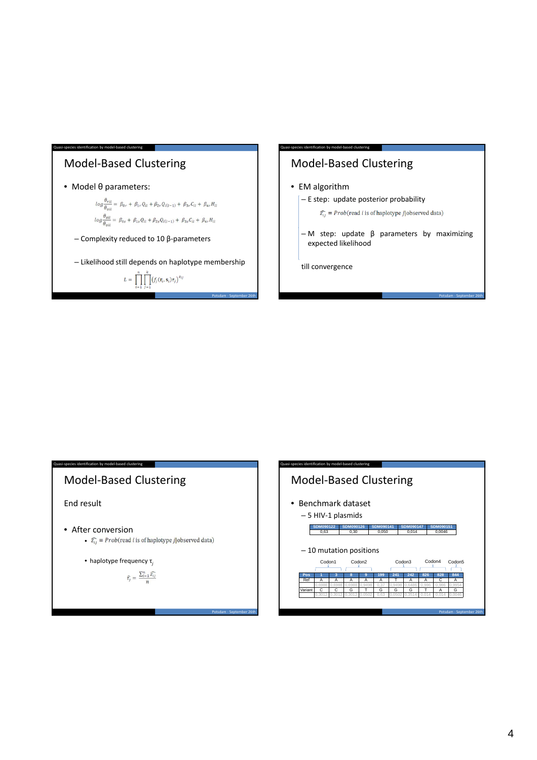## Model-Based Clustering

- Model θ parameters:

$$\log\frac{\theta_{ril}}{\theta_{oil}} = \beta_{0r} + \beta_{1r}Q_{il} + \beta_{2r}Q_{i(l-1)} + \beta_{3r}C_{il} + \beta_{4r}H_{il}$$

$$\log\frac{\theta_{sil}}{\theta_{oil}} = \beta_{0s} + \beta_{1s}Q_{il} + \beta_{2s}Q_{i(l-1)} + \beta_{3s}C_{il} + \beta_{4s}H_{il}$$

  - Complexity reduced to 10 β-parameters
  - Likelihood still depends on haplotype membership

$$L = \prod_{i=1}^{n}\prod_{j=1}^{k}\left(f_j(\mathbf{r}_i,\mathbf{s}_i)\tau_j\right)^{z_{ij}}$$

## Model-Based Clustering

- EM algorithm
  - E step: update posterior probability

    $\widehat{z_{ij}} = Prob(\text{read } i \text{ is of haplotype } j|\text{observed data})$

  - M step: update β parameters by maximizing expected likelihood

  till convergence

## Model-Based Clustering

End result

- After conversion
  - $\widehat{z_{ij}} = Prob(\text{read } i \text{ is of haplotype } j|\text{observed data})$
  - haplotype frequency $\tau_j$

$$\widehat{\tau_j} = \frac{\sum_{i=1}^{n}\widehat{z_{ij}}}{n}$$

## Model-Based Clustering

- Benchmark dataset
  - 5 HIV-1 plasmids

| SDM090122 | SDM090126 | SDM090141 | SDM090147 | SDM090151 |
|---|---|---|---|---|
| 0,63 | 0,30 | 0,050 | 0,014 | 0,0046 |

  - 10 mutation positions

Codon1 Codon2 Codon3 Codon4 Codon5

| Pos | 1 | 3 | 8 | 9 | 199 | 241 | 242 | 826 | 828 | 844 |
|---|---|---|---|---|---|---|---|---|---|---|
| Ref | A | A | A | A | A | T | A | A | C | A |
| | 0,6988 | 0,6988 | 0,6988 | 0,9498 | 0,37 | 0,9498 | 0,6486 | 0,986 | 0,986 | 0,9954 |
| Variant | C | C | G | T | G | G | G | T | A | G |
| | 0,3012 | 0,3012 | 0,3012 | 0,0502 | 0,63 | 0,0502 | 0,3514 | 0,014 | 0,014 | 0,0046 |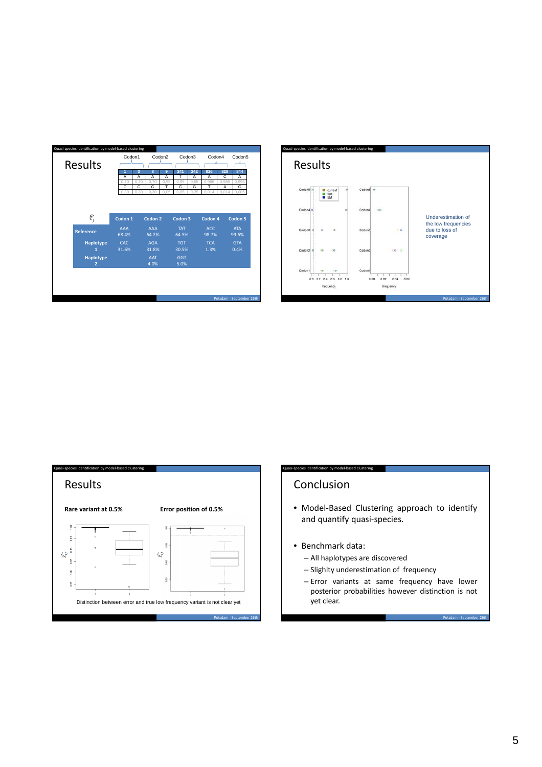## Results

| | Codon1 | | Codon2 | | Codon3 | | Codon4 | | Codon5 |
|---|---|---|---|---|---|---|---|---|---|
| 1 | 3 | 8 | 9 | 241 | 242 | 826 | 828 | 844 | |
| A | A | A | A | T | A | A | C | A | |
| 0.70 | 0.70 | 0.70 | 0.95 | 0.95 | 0.65 | 0.986 | 0.986 | 0.995 | |
| C | C | G | T | G | G | T | A | G | |
| 0.30 | 0.30 | 0.30 | 0.05 | 0.05 | 0.35 | 0.014 | 0.014 | 0.005 | |

| $\hat{\tau}_j$ | Codon 1 | Codon 2 | Codon 3 | Codon 4 | Codon 5 |
|---|---|---|---|---|---|
| Reference | AAA 68.4% | AAA 64.2% | TAT 64.5% | ACC 98.7% | ATA 99.6% |
| Haplotype 1 | CAC 31.6% | AGA 31.8% | TGT 30.5% | TCA 1.3% | GTA 0.4% |
| Haplotype 2 | | AAT 4.0% | GGT 5.0% | | |

## Results

Underestimation of the low frequencies due to loss of coverage

## Results

**Rare variant at 0.5%**

**Error position of 0.5%**

Distinction between error and true low frequency variant is not clear yet

## Conclusion

- Model-Based Clustering approach to identify and quantify quasi-species.
- Benchmark data:
  - All haplotypes are discovered
  - Slighlty underestimation of frequency
  - Error variants at same frequency have lower posterior probabilities however distinction is not yet clear.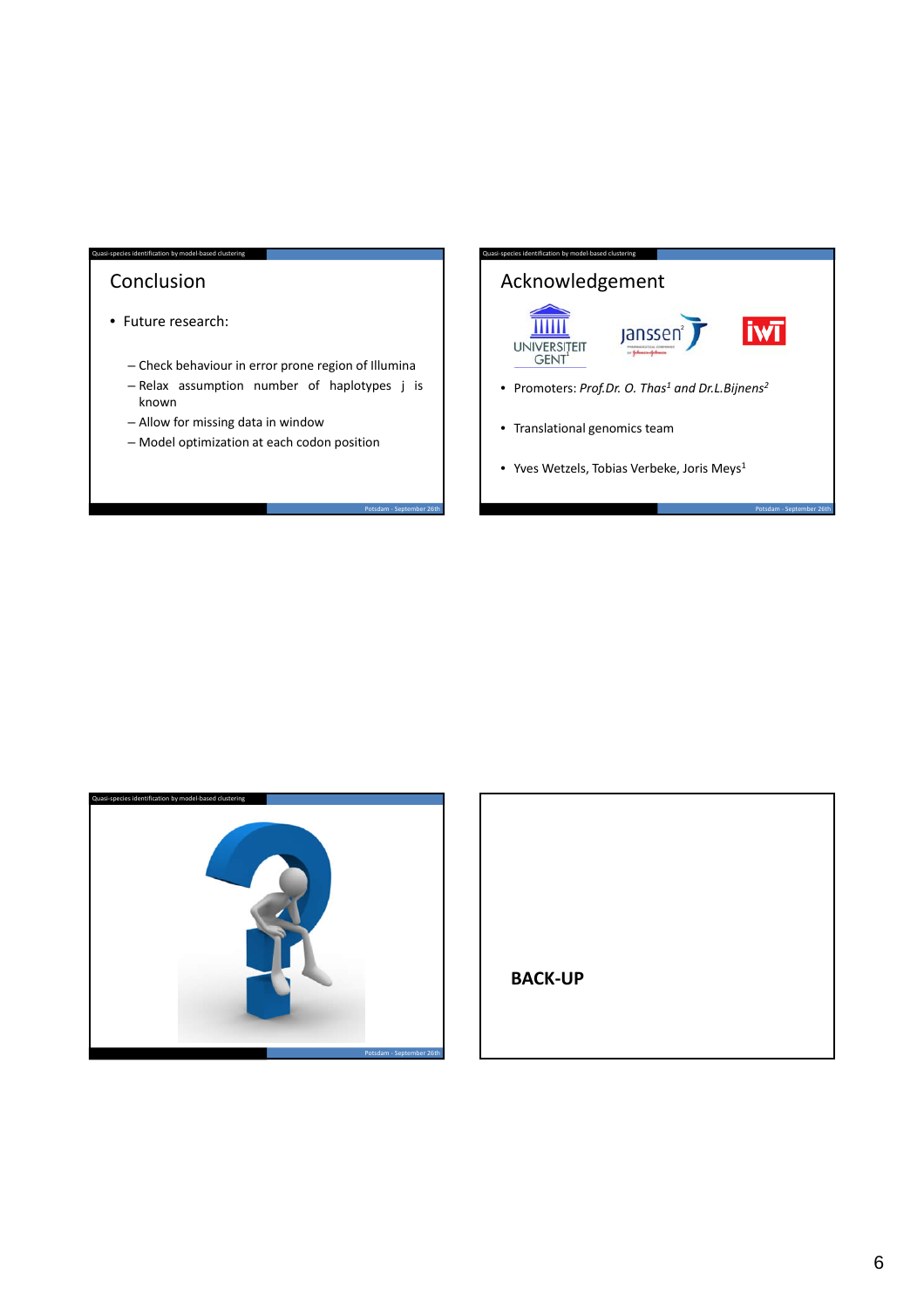## Conclusion

- Future research:
  - Check behaviour in error prone region of Illumina
  - Relax assumption number of haplotypes j is known
  - Allow for missing data in window
  - Model optimization at each codon position

## Acknowledgement

- Promoters: *Prof.Dr. O. Thas[1] and Dr.L.Bijnens[2]*
- Translational genomics team
- Yves Wetzels, Tobias Verbeke, Joris Meys[1]

**BACK-UP**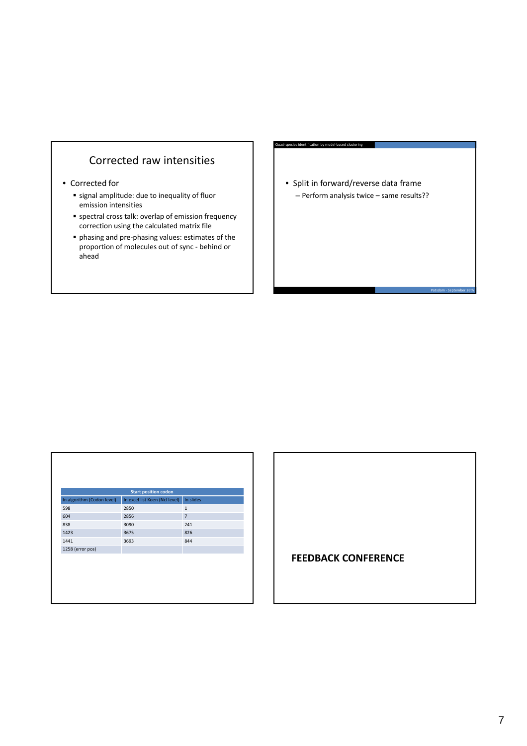## Corrected raw intensities

- Corrected for
  - signal amplitude: due to inequality of fluor emission intensities
  - spectral cross talk: overlap of emission frequency correction using the calculated matrix file
  - phasing and pre-phasing values: estimates of the proportion of molecules out of sync - behind or ahead

Quasi-species identification by model-based clustering

- Split in forward/reverse data frame
  - Perform analysis twice – same results??

Potsdam - September 26th

| Start position codon | | |
|---|---|---|
| In algorithm (Codon level) | In excel list Koen (Ncl level) | In slides |
| 598 | 2850 | 1 |
| 604 | 2856 | 7 |
| 838 | 3090 | 241 |
| 1423 | 3675 | 826 |
| 1441 | 3693 | 844 |
| 1258 (error pos) | | |

**FEEDBACK CONFERENCE**